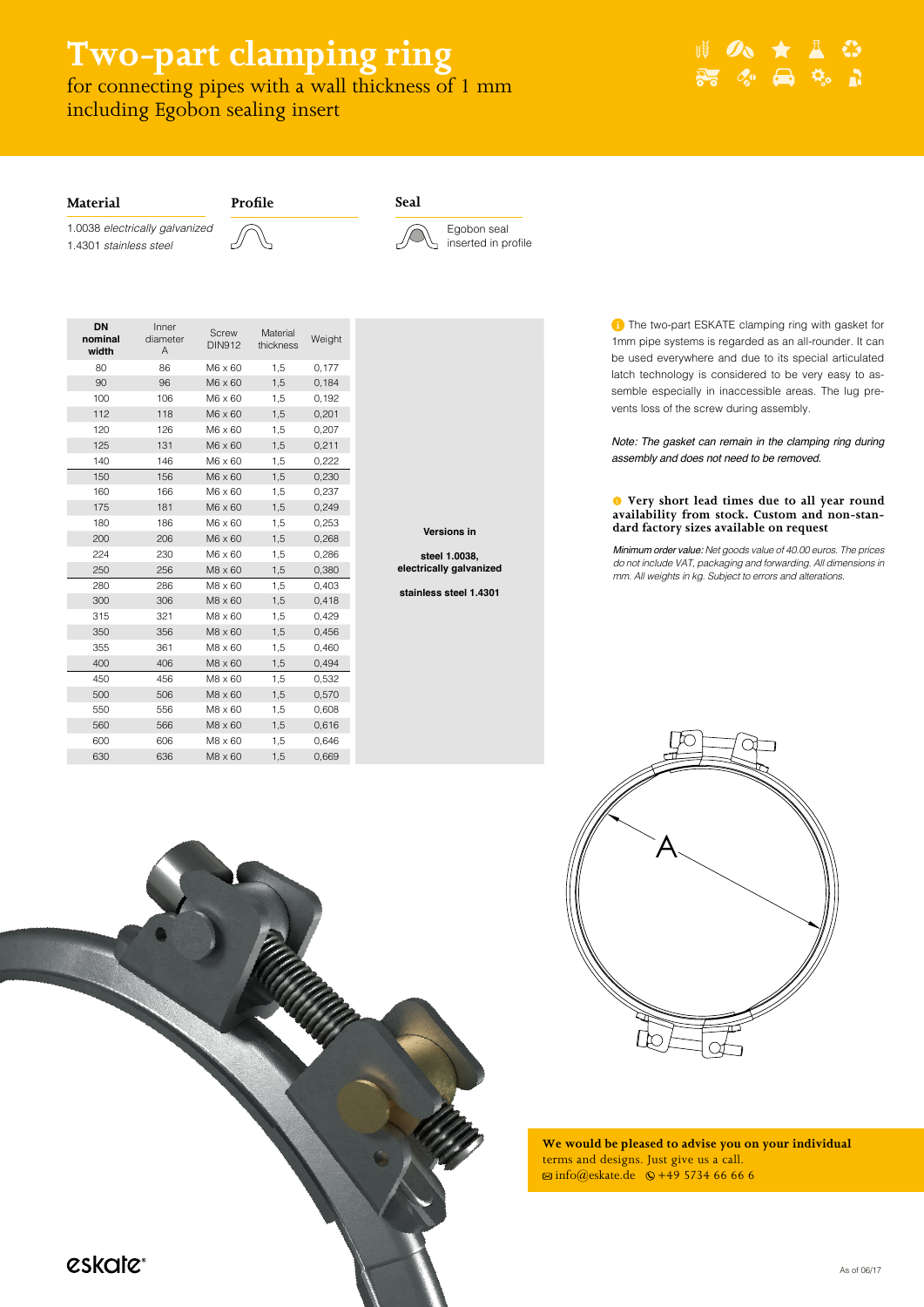# Two-part clamping ring

for connecting pipes with a wall thickness of 1 mm including Egobon sealing insert

### Material

1.0038 *electrically galvanized*
1.4301 *stainless steel*

### Profile

### Seal

Egobon seal inserted in profile

| DN nominal width | Inner diameter A | Screw DIN912 | Material thickness | Weight | |
|---|---|---|---|---|---|
| 80 | 86 | M6 x 60 | 1,5 | 0,177 | |
| 90 | 96 | M6 x 60 | 1,5 | 0,184 | |
| 100 | 106 | M6 x 60 | 1,5 | 0,192 | |
| 112 | 118 | M6 x 60 | 1,5 | 0,201 | |
| 120 | 126 | M6 x 60 | 1,5 | 0,207 | |
| 125 | 131 | M6 x 60 | 1,5 | 0,211 | |
| 140 | 146 | M6 x 60 | 1,5 | 0,222 | |
| 150 | 156 | M6 x 60 | 1,5 | 0,230 | |
| 160 | 166 | M6 x 60 | 1,5 | 0,237 | |
| 175 | 181 | M6 x 60 | 1,5 | 0,249 | |
| 180 | 186 | M6 x 60 | 1,5 | 0,253 | **Versions in** |
| 200 | 206 | M6 x 60 | 1,5 | 0,268 | |
| 224 | 230 | M6 x 60 | 1,5 | 0,286 | **steel 1.0038, electrically galvanized** |
| 250 | 256 | M8 x 60 | 1,5 | 0,380 | |
| 280 | 286 | M8 x 60 | 1,5 | 0,403 | **stainless steel 1.4301** |
| 300 | 306 | M8 x 60 | 1,5 | 0,418 | |
| 315 | 321 | M8 x 60 | 1,5 | 0,429 | |
| 350 | 356 | M8 x 60 | 1,5 | 0,456 | |
| 355 | 361 | M8 x 60 | 1,5 | 0,460 | |
| 400 | 406 | M8 x 60 | 1,5 | 0,494 | |
| 450 | 456 | M8 x 60 | 1,5 | 0,532 | |
| 500 | 506 | M8 x 60 | 1,5 | 0,570 | |
| 550 | 556 | M8 x 60 | 1,5 | 0,608 | |
| 560 | 566 | M8 x 60 | 1,5 | 0,616 | |
| 600 | 606 | M8 x 60 | 1,5 | 0,646 | |
| 630 | 636 | M8 x 60 | 1,5 | 0,669 | |

The two-part ESKATE clamping ring with gasket for 1mm pipe systems is regarded as an all-rounder. It can be used everywhere and due to its special articulated latch technology is considered to be very easy to assemble especially in inaccessible areas. The lug prevents loss of the screw during assembly.

*Note: The gasket can remain in the clamping ring during assembly and does not need to be removed.*

**Very short lead times due to all year round availability from stock. Custom and non-standard factory sizes available on request**

***Minimum order value:*** *Net goods value of 40.00 euros. The prices do not include VAT, packaging and forwarding. All dimensions in mm. All weights in kg. Subject to errors and alterations.*

A

**We would be pleased to advise you on your individual** terms and designs. Just give us a call.
info@eskate.de +49 5734 66 66 6

eskate

As of 06/17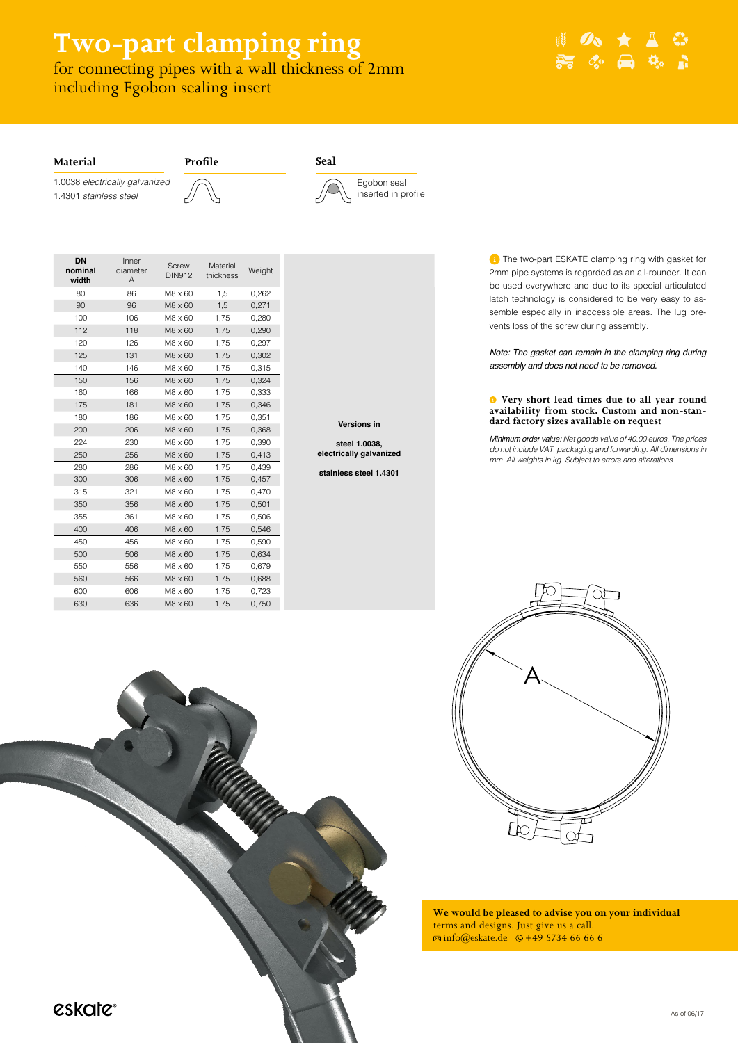# Two-part clamping ring

for connecting pipes with a wall thickness of 2mm including Egobon sealing insert

### Material

1.0038 *electrically galvanized*
1.4301 *stainless steel*

### Profile

### Seal

Egobon seal inserted in profile

| DN nominal width | Inner diameter A | Screw DIN912 | Material thickness | Weight |
|---|---|---|---|---|
| 80 | 86 | M8 x 60 | 1,5 | 0,262 |
| 90 | 96 | M8 x 60 | 1,5 | 0,271 |
| 100 | 106 | M8 x 60 | 1,75 | 0,280 |
| 112 | 118 | M8 x 60 | 1,75 | 0,290 |
| 120 | 126 | M8 x 60 | 1,75 | 0,297 |
| 125 | 131 | M8 x 60 | 1,75 | 0,302 |
| 140 | 146 | M8 x 60 | 1,75 | 0,315 |
| 150 | 156 | M8 x 60 | 1,75 | 0,324 |
| 160 | 166 | M8 x 60 | 1,75 | 0,333 |
| 175 | 181 | M8 x 60 | 1,75 | 0,346 |
| 180 | 186 | M8 x 60 | 1,75 | 0,351 |
| 200 | 206 | M8 x 60 | 1,75 | 0,368 |
| 224 | 230 | M8 x 60 | 1,75 | 0,390 |
| 250 | 256 | M8 x 60 | 1,75 | 0,413 |
| 280 | 286 | M8 x 60 | 1,75 | 0,439 |
| 300 | 306 | M8 x 60 | 1,75 | 0,457 |
| 315 | 321 | M8 x 60 | 1,75 | 0,470 |
| 350 | 356 | M8 x 60 | 1,75 | 0,501 |
| 355 | 361 | M8 x 60 | 1,75 | 0,506 |
| 400 | 406 | M8 x 60 | 1,75 | 0,546 |
| 450 | 456 | M8 x 60 | 1,75 | 0,590 |
| 500 | 506 | M8 x 60 | 1,75 | 0,634 |
| 550 | 556 | M8 x 60 | 1,75 | 0,679 |
| 560 | 566 | M8 x 60 | 1,75 | 0,688 |
| 600 | 606 | M8 x 60 | 1,75 | 0,723 |
| 630 | 636 | M8 x 60 | 1,75 | 0,750 |

**Versions in**

**steel 1.0038, electrically galvanized**

**stainless steel 1.4301**

The two-part ESKATE clamping ring with gasket for 2mm pipe systems is regarded as an all-rounder. It can be used everywhere and due to its special articulated latch technology is considered to be very easy to assemble especially in inaccessible areas. The lug prevents loss of the screw during assembly.

*Note: The gasket can remain in the clamping ring during assembly and does not need to be removed.*

**Very short lead times due to all year round availability from stock. Custom and non-standard factory sizes available on request**

*Minimum order value: Net goods value of 40.00 euros. The prices do not include VAT, packaging and forwarding. All dimensions in mm. All weights in kg. Subject to errors and alterations.*

A

**We would be pleased to advise you on your individual** terms and designs. Just give us a call.
info@eskate.de  +49 5734 66 66 6

eskate®

As of 06/17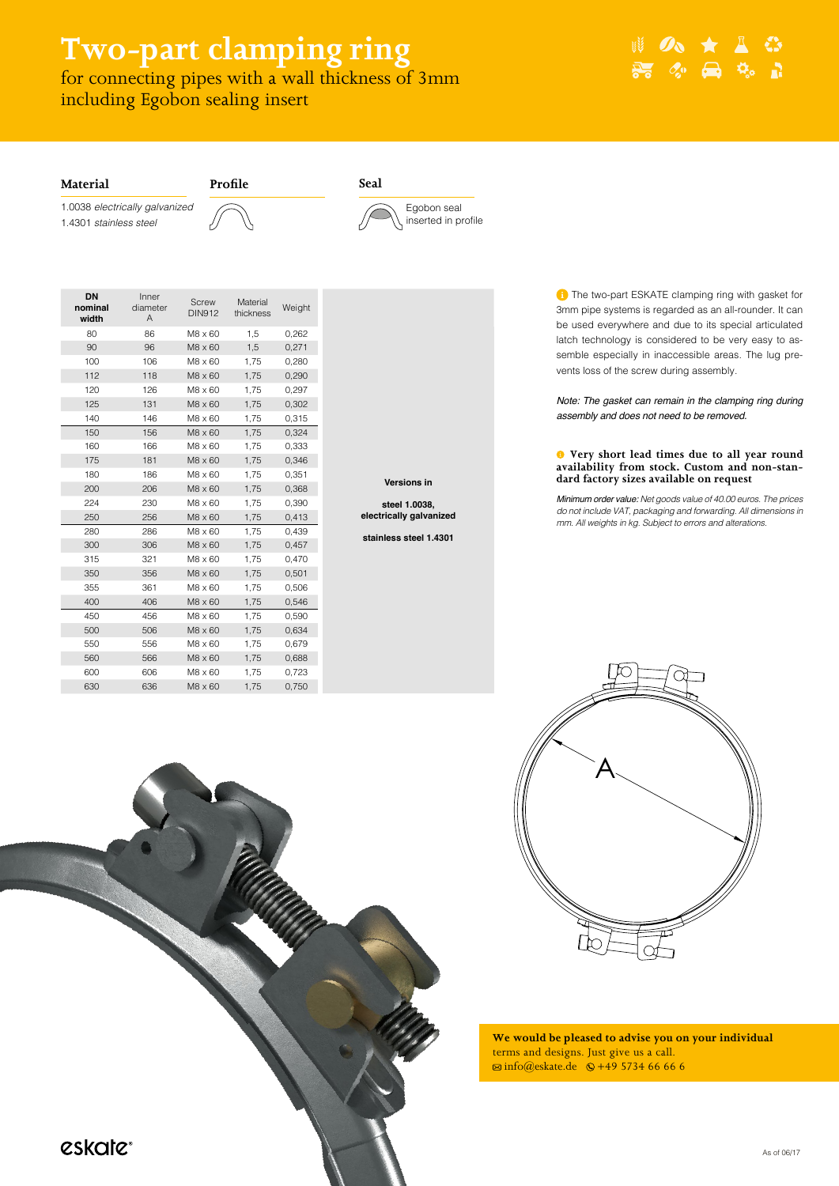# Two-part clamping ring

for connecting pipes with a wall thickness of 3mm including Egobon sealing insert

**Material**

1.0038 *electrically galvanized*
1.4301 *stainless steel*

**Profile**

**Seal**

Egobon seal inserted in profile

| DN nominal width | Inner diameter A | Screw DIN912 | Material thickness | Weight |
|---|---|---|---|---|
| 80 | 86 | M8 x 60 | 1,5 | 0,262 |
| 90 | 96 | M8 x 60 | 1,5 | 0,271 |
| 100 | 106 | M8 x 60 | 1,75 | 0,280 |
| 112 | 118 | M8 x 60 | 1,75 | 0,290 |
| 120 | 126 | M8 x 60 | 1,75 | 0,297 |
| 125 | 131 | M8 x 60 | 1,75 | 0,302 |
| 140 | 146 | M8 x 60 | 1,75 | 0,315 |
| 150 | 156 | M8 x 60 | 1,75 | 0,324 |
| 160 | 166 | M8 x 60 | 1,75 | 0,333 |
| 175 | 181 | M8 x 60 | 1,75 | 0,346 |
| 180 | 186 | M8 x 60 | 1,75 | 0,351 |
| 200 | 206 | M8 x 60 | 1,75 | 0,368 |
| 224 | 230 | M8 x 60 | 1,75 | 0,390 |
| 250 | 256 | M8 x 60 | 1,75 | 0,413 |
| 280 | 286 | M8 x 60 | 1,75 | 0,439 |
| 300 | 306 | M8 x 60 | 1,75 | 0,457 |
| 315 | 321 | M8 x 60 | 1,75 | 0,470 |
| 350 | 356 | M8 x 60 | 1,75 | 0,501 |
| 355 | 361 | M8 x 60 | 1,75 | 0,506 |
| 400 | 406 | M8 x 60 | 1,75 | 0,546 |
| 450 | 456 | M8 x 60 | 1,75 | 0,590 |
| 500 | 506 | M8 x 60 | 1,75 | 0,634 |
| 550 | 556 | M8 x 60 | 1,75 | 0,679 |
| 560 | 566 | M8 x 60 | 1,75 | 0,688 |
| 600 | 606 | M8 x 60 | 1,75 | 0,723 |
| 630 | 636 | M8 x 60 | 1,75 | 0,750 |

**Versions in**

**steel 1.0038, electrically galvanized**

**stainless steel 1.4301**

The two-part ESKATE clamping ring with gasket for 3mm pipe systems is regarded as an all-rounder. It can be used everywhere and due to its special articulated latch technology is considered to be very easy to assemble especially in inaccessible areas. The lug prevents loss of the screw during assembly.

*Note: The gasket can remain in the clamping ring during assembly and does not need to be removed.*

**Very short lead times due to all year round availability from stock. Custom and non-standard factory sizes available on request**

*Minimum order value: Net goods value of 40.00 euros. The prices do not include VAT, packaging and forwarding. All dimensions in mm. All weights in kg. Subject to errors and alterations.*

A

**We would be pleased to advise you on your individual** terms and designs. Just give us a call.
info@eskate.de +49 5734 66 66 6

eskate

As of 06/17